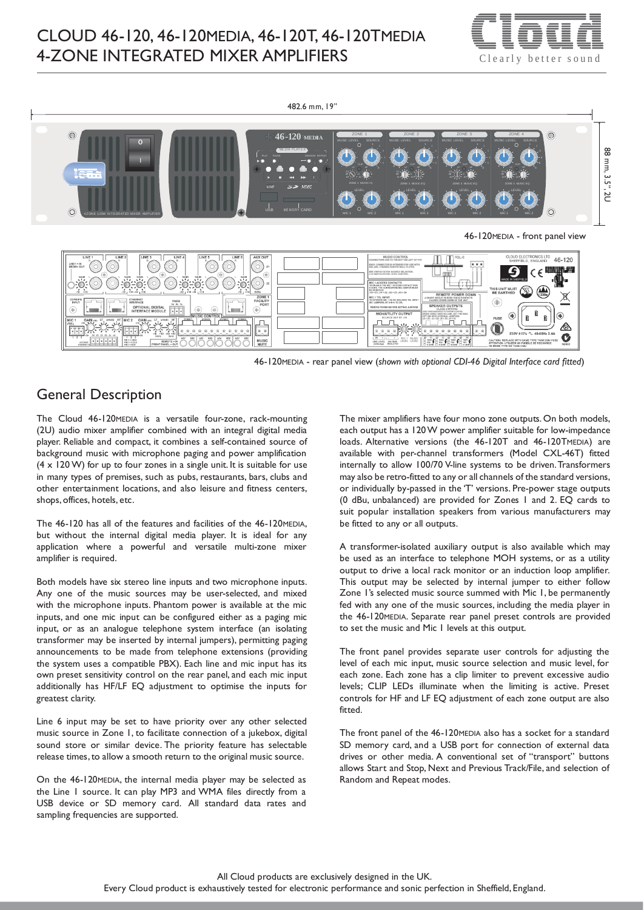// CLOUD 46-120, 46-120MEDIA, 46-120T, 46-120TMEDIA
# CLOUD 46-120, 46-120MEDIA, 46-120T, 46-120TMEDIA 4-ZONE INTEGRATED MIXER AMPLIFIERS

482.6 mm, 19"

88 mm, 3.5", 2U

46-120MEDIA - front panel view

46-120MEDIA - rear panel view (*shown with optional CDI-46 Digital Interface card fitted*)

## General Description

The Cloud 46-120MEDIA is a versatile four-zone, rack-mounting (2U) audio mixer amplifier combined with an integral digital media player. Reliable and compact, it combines a self-contained source of background music with microphone paging and power amplification (4 x 120 W) for up to four zones in a single unit. It is suitable for use in many types of premises, such as pubs, restaurants, bars, clubs and other entertainment locations, and also leisure and fitness centers, shops, offices, hotels, etc.

The 46-120 has all of the features and facilities of the 46-120MEDIA, but without the internal digital media player. It is ideal for any application where a powerful and versatile multi-zone mixer amplifier is required.

Both models have six stereo line inputs and two microphone inputs. Any one of the music sources may be user-selected, and mixed with the microphone inputs. Phantom power is available at the mic inputs, and one mic input can be configured either as a paging mic input, or as an analogue telephone system interface (an isolating transformer may be inserted by internal jumpers), permitting paging announcements to be made from telephone extensions (providing the system uses a compatible PBX). Each line and mic input has its own preset sensitivity control on the rear panel, and each mic input additionally has HF/LF EQ adjustment to optimise the inputs for greatest clarity.

Line 6 input may be set to have priority over any other selected music source in Zone 1, to facilitate connection of a jukebox, digital sound store or similar device. The priority feature has selectable release times, to allow a smooth return to the original music source.

On the 46-120MEDIA, the internal media player may be selected as the Line 1 source. It can play MP3 and WMA files directly from a USB device or SD memory card. All standard data rates and sampling frequencies are supported.

The mixer amplifiers have four mono zone outputs. On both models, each output has a 120 W power amplifier suitable for low-impedance loads. Alternative versions (the 46-120T and 46-120TMEDIA) are available with per-channel transformers (Model CXL-46T) fitted internally to allow 100/70 V-line systems to be driven. Transformers may also be retro-fitted to any or all channels of the standard versions, or individually by-passed in the 'T' versions. Pre-power stage outputs (0 dBu, unbalanced) are provided for Zones 1 and 2. EQ cards to suit popular installation speakers from various manufacturers may be fitted to any or all outputs.

A transformer-isolated auxiliary output is also available which may be used as an interface to telephone MOH systems, or as a utility output to drive a local rack monitor or an induction loop amplifier. This output may be selected by internal jumper to either follow Zone 1's selected music source summed with Mic 1, be permanently fed with any one of the music sources, including the media player in the 46-120MEDIA. Separate rear panel preset controls are provided to set the music and Mic 1 levels at this output.

The front panel provides separate user controls for adjusting the level of each mic input, music source selection and music level, for each zone. Each zone has a clip limiter to prevent excessive audio levels; CLIP LEDs illuminate when the limiting is active. Preset controls for HF and LF EQ adjustment of each zone output are also fitted.

The front panel of the 46-120MEDIA also has a socket for a standard SD memory card, and a USB port for connection of external data drives or other media. A conventional set of "transport" buttons allows Start and Stop, Next and Previous Track/File, and selection of Random and Repeat modes.

All Cloud products are exclusively designed in the UK.
Every Cloud product is exhaustively tested for electronic performance and sonic perfection in Sheffield, England.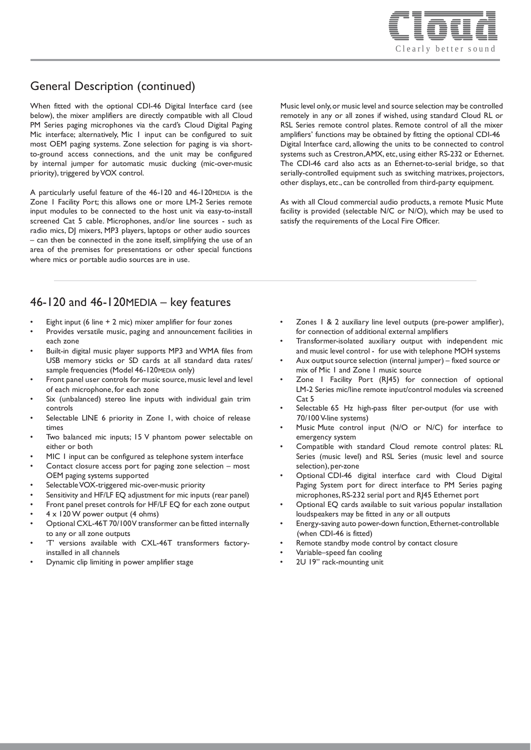## General Description (continued)

When fitted with the optional CDI-46 Digital Interface card (see below), the mixer amplifiers are directly compatible with all Cloud PM Series paging microphones via the card's Cloud Digital Paging Mic interface; alternatively, Mic 1 input can be configured to suit most OEM paging systems. Zone selection for paging is via short-to-ground access connections, and the unit may be configured by internal jumper for automatic music ducking (mic-over-music priority), triggered by VOX control.

A particularly useful feature of the 46-120 and 46-120MEDIA is the Zone 1 Facility Port; this allows one or more LM-2 Series remote input modules to be connected to the host unit via easy-to-install screened Cat 5 cable. Microphones, and/or line sources - such as radio mics, DJ mixers, MP3 players, laptops or other audio sources – can then be connected in the zone itself, simplifying the use of an area of the premises for presentations or other special functions where mics or portable audio sources are in use.

Music level only, or music level and source selection may be controlled remotely in any or all zones if wished, using standard Cloud RL or RSL Series remote control plates. Remote control of all the mixer amplifiers' functions may be obtained by fitting the optional CDI-46 Digital Interface card, allowing the units to be connected to control systems such as Crestron, AMX, etc, using either RS-232 or Ethernet. The CDI-46 card also acts as an Ethernet-to-serial bridge, so that serially-controlled equipment such as switching matrixes, projectors, other displays, etc., can be controlled from third-party equipment.

As with all Cloud commercial audio products, a remote Music Mute facility is provided (selectable N/C or N/O), which may be used to satisfy the requirements of the Local Fire Officer.

## 46-120 and 46-120MEDIA – key features

- Eight input (6 line + 2 mic) mixer amplifier for four zones
- Provides versatile music, paging and announcement facilities in each zone
- Built-in digital music player supports MP3 and WMA files from USB memory sticks or SD cards at all standard data rates/ sample frequencies (Model 46-120MEDIA only)
- Front panel user controls for music source, music level and level of each microphone, for each zone
- Six (unbalanced) stereo line inputs with individual gain trim controls
- Selectable LINE 6 priority in Zone 1, with choice of release times
- Two balanced mic inputs; 15 V phantom power selectable on either or both
- MIC 1 input can be configured as telephone system interface
- Contact closure access port for paging zone selection – most OEM paging systems supported
- Selectable VOX-triggered mic-over-music priority
- Sensitivity and HF/LF EQ adjustment for mic inputs (rear panel)
- Front panel preset controls for HF/LF EQ for each zone output
- 4 x 120 W power output (4 ohms)
- Optional CXL-46T 70/100V transformer can be fitted internally to any or all zone outputs
- 'T' versions available with CXL-46T transformers factory-installed in all channels
- Dynamic clip limiting in power amplifier stage
- Zones 1 & 2 auxiliary line level outputs (pre-power amplifier), for connection of additional external amplifiers
- Transformer-isolated auxiliary output with independent mic and music level control - for use with telephone MOH systems
- Aux output source selection (internal jumper) – fixed source or mix of Mic 1 and Zone 1 music source
- Zone 1 Facility Port (RJ45) for connection of optional LM-2 Series mic/line remote input/control modules via screened Cat 5
- Selectable 65 Hz high-pass filter per-output (for use with 70/100 V-line systems)
- Music Mute control input (N/O or N/C) for interface to emergency system
- Compatible with standard Cloud remote control plates: RL Series (music level) and RSL Series (music level and source selection), per-zone
- Optional CDI-46 digital interface card with Cloud Digital Paging System port for direct interface to PM Series paging microphones, RS-232 serial port and RJ45 Ethernet port
- Optional EQ cards available to suit various popular installation loudspeakers may be fitted in any or all outputs
- Energy-saving auto power-down function, Ethernet-controllable (when CDI-46 is fitted)
- Remote standby mode control by contact closure
- Variable–speed fan cooling
- 2U 19" rack-mounting unit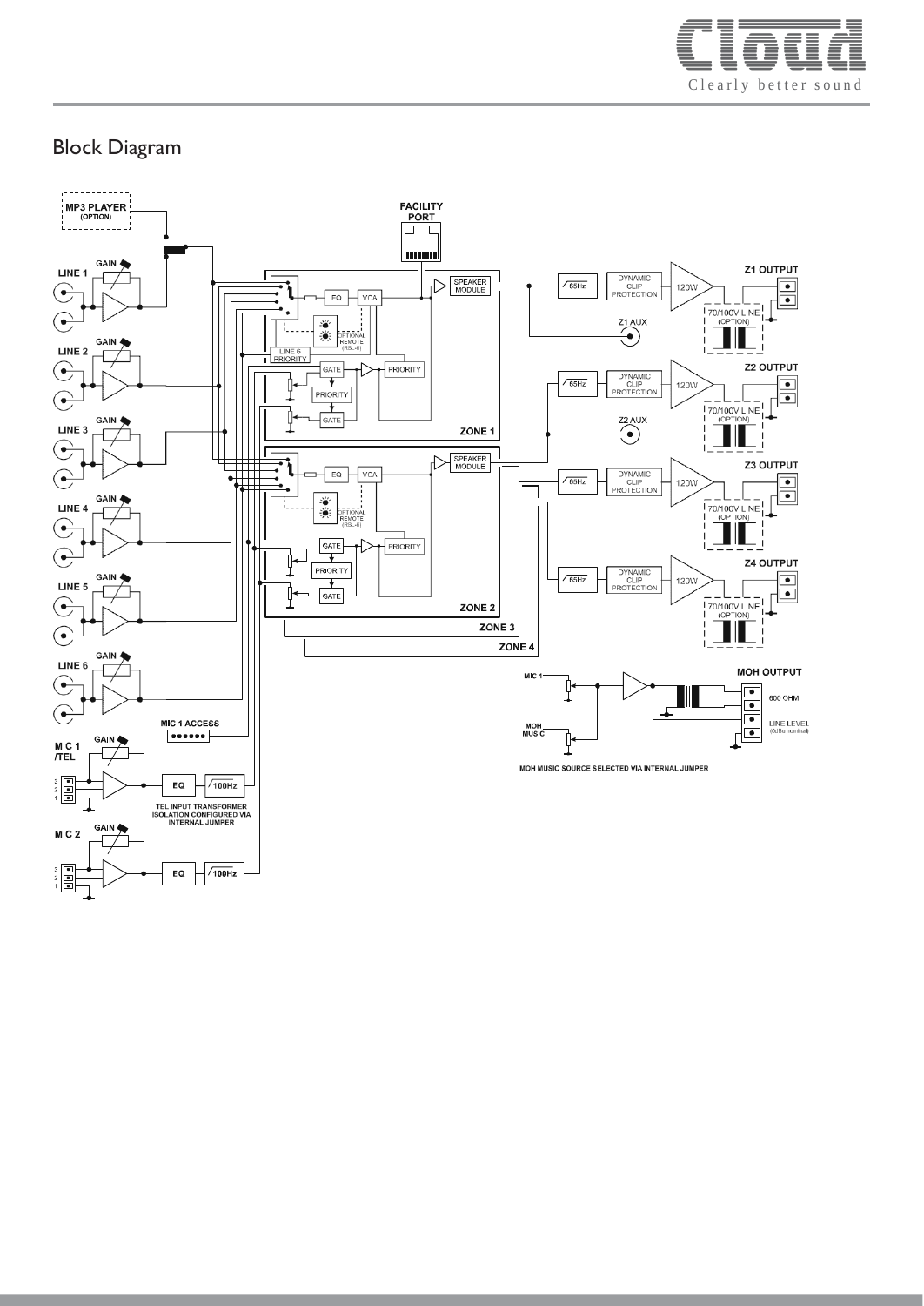## Block Diagram

MP3 PLAYER (OPTION)

FACILITY PORT

LINE 1 GAIN

LINE 2 GAIN

LINE 3 GAIN

LINE 4 GAIN

LINE 5 GAIN

LINE 6 GAIN

MIC 1 ACCESS

MIC 1 /TEL GAIN

EQ — 100Hz

TEL INPUT TRANSFORMER ISOLATION CONFIGURED VIA INTERNAL JUMPER

MIC 2 GAIN

EQ — 100Hz

EQ — VCA — SPEAKER MODULE

OPTIONAL REMOTE (RSL-6)

LINE 6 PRIORITY

GATE — PRIORITY

PRIORITY

GATE

ZONE 1

ZONE 2

ZONE 3

ZONE 4

65Hz — DYNAMIC CLIP PROTECTION — 120W — Z1 OUTPUT — 70/100V LINE (OPTION)

Z1 AUX

65Hz — DYNAMIC CLIP PROTECTION — 120W — Z2 OUTPUT — 70/100V LINE (OPTION)

Z2 AUX

65Hz — DYNAMIC CLIP PROTECTION — 120W — Z3 OUTPUT — 70/100V LINE (OPTION)

65Hz — DYNAMIC CLIP PROTECTION — 120W — Z4 OUTPUT — 70/100V LINE (OPTION)

MIC 1

MOH MUSIC

MOH OUTPUT

600 OHM

LINE LEVEL (0dBu nominal)

MOH MUSIC SOURCE SELECTED VIA INTERNAL JUMPER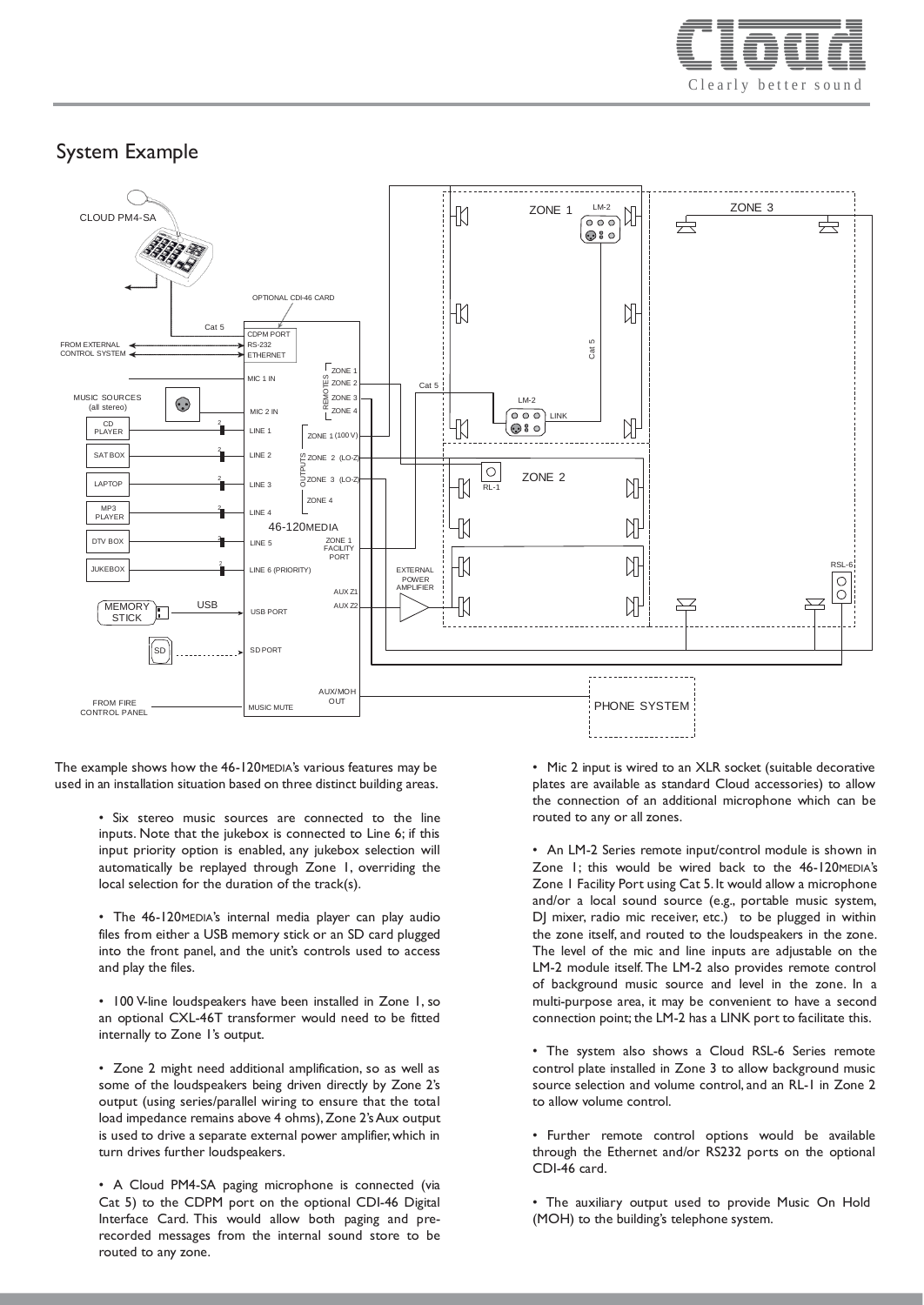# System Example

The example shows how the 46-120MEDIA's various features may be used in an installation situation based on three distinct building areas.

- Six stereo music sources are connected to the line inputs. Note that the jukebox is connected to Line 6; if this input priority option is enabled, any jukebox selection will automatically be replayed through Zone 1, overriding the local selection for the duration of the track(s).

- The 46-120MEDIA's internal media player can play audio files from either a USB memory stick or an SD card plugged into the front panel, and the unit's controls used to access and play the files.

- 100 V-line loudspeakers have been installed in Zone 1, so an optional CXL-46T transformer would need to be fitted internally to Zone 1's output.

- Zone 2 might need additional amplification, so as well as some of the loudspeakers being driven directly by Zone 2's output (using series/parallel wiring to ensure that the total load impedance remains above 4 ohms), Zone 2's Aux output is used to drive a separate external power amplifier, which in turn drives further loudspeakers.

- A Cloud PM4-SA paging microphone is connected (via Cat 5) to the CDPM port on the optional CDI-46 Digital Interface Card. This would allow both paging and pre-recorded messages from the internal sound store to be routed to any zone.

- Mic 2 input is wired to an XLR socket (suitable decorative plates are available as standard Cloud accessories) to allow the connection of an additional microphone which can be routed to any or all zones.

- An LM-2 Series remote input/control module is shown in Zone 1; this would be wired back to the 46-120MEDIA's Zone 1 Facility Port using Cat 5. It would allow a microphone and/or a local sound source (e.g., portable music system, DJ mixer, radio mic receiver, etc.) to be plugged in within the zone itself, and routed to the loudspeakers in the zone. The level of the mic and line inputs are adjustable on the LM-2 module itself. The LM-2 also provides remote control of background music source and level in the zone. In a multi-purpose area, it may be convenient to have a second connection point; the LM-2 has a LINK port to facilitate this.

- The system also shows a Cloud RSL-6 Series remote control plate installed in Zone 3 to allow background music source selection and volume control, and an RL-1 in Zone 2 to allow volume control.

- Further remote control options would be available through the Ethernet and/or RS232 ports on the optional CDI-46 card.

- The auxiliary output used to provide Music On Hold (MOH) to the building's telephone system.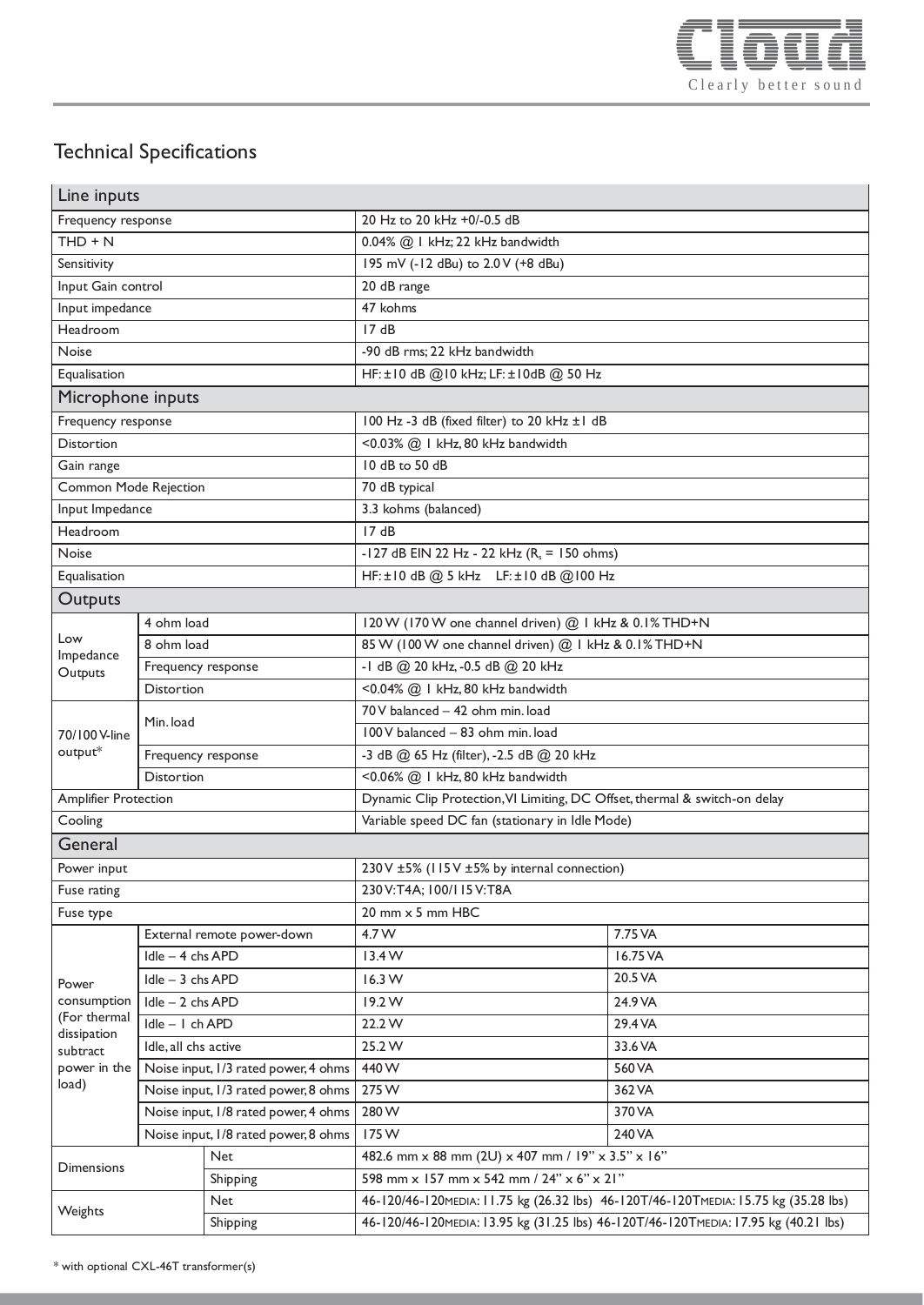## Technical Specifications

| Line inputs | | | |
|---|---|---|---|
| Frequency response | | 20 Hz to 20 kHz +0/-0.5 dB | |
| THD + N | | 0.04% @ 1 kHz; 22 kHz bandwidth | |
| Sensitivity | | 195 mV (-12 dBu) to 2.0 V (+8 dBu) | |
| Input Gain control | | 20 dB range | |
| Input impedance | | 47 kohms | |
| Headroom | | 17 dB | |
| Noise | | -90 dB rms; 22 kHz bandwidth | |
| Equalisation | | HF: ±10 dB @10 kHz; LF: ±10dB @ 50 Hz | |
| **Microphone inputs** | | | |
| Frequency response | | 100 Hz -3 dB (fixed filter) to 20 kHz ±1 dB | |
| Distortion | | <0.03% @ 1 kHz, 80 kHz bandwidth | |
| Gain range | | 10 dB to 50 dB | |
| Common Mode Rejection | | 70 dB typical | |
| Input Impedance | | 3.3 kohms (balanced) | |
| Headroom | | 17 dB | |
| Noise | | -127 dB EIN 22 Hz - 22 kHz ($R_s$ = 150 ohms) | |
| Equalisation | | HF: ±10 dB @ 5 kHz LF: ±10 dB @100 Hz | |
| **Outputs** | | | |
| Low Impedance Outputs | 4 ohm load | 120 W (170 W one channel driven) @ 1 kHz & 0.1% THD+N | |
| | 8 ohm load | 85 W (100 W one channel driven) @ 1 kHz & 0.1% THD+N | |
| | Frequency response | -1 dB @ 20 kHz, -0.5 dB @ 20 kHz | |
| | Distortion | <0.04% @ 1 kHz, 80 kHz bandwidth | |
| 70/100 V-line output* | Min. load | 70 V balanced – 42 ohm min. load | |
| | | 100 V balanced – 83 ohm min. load | |
| | Frequency response | -3 dB @ 65 Hz (filter), -2.5 dB @ 20 kHz | |
| | Distortion | <0.06% @ 1 kHz, 80 kHz bandwidth | |
| Amplifier Protection | | Dynamic Clip Protection, VI Limiting, DC Offset, thermal & switch-on delay | |
| Cooling | | Variable speed DC fan (stationary in Idle Mode) | |
| **General** | | | |
| Power input | | 230 V ±5% (115 V ±5% by internal connection) | |
| Fuse rating | | 230 V: T4A; 100/115 V: T8A | |
| Fuse type | | 20 mm x 5 mm HBC | |
| Power consumption (For thermal dissipation subtract power in the load) | External remote power-down | 4.7 W | 7.75 VA |
| | Idle – 4 chs APD | 13.4 W | 16.75 VA |
| | Idle – 3 chs APD | 16.3 W | 20.5 VA |
| | Idle – 2 chs APD | 19.2 W | 24.9 VA |
| | Idle – 1 ch APD | 22.2 W | 29.4 VA |
| | Idle, all chs active | 25.2 W | 33.6 VA |
| | Noise input, 1/3 rated power, 4 ohms | 440 W | 560 VA |
| | Noise input, 1/3 rated power, 8 ohms | 275 W | 362 VA |
| | Noise input, 1/8 rated power, 4 ohms | 280 W | 370 VA |
| | Noise input, 1/8 rated power, 8 ohms | 175 W | 240 VA |
| Dimensions | Net | 482.6 mm x 88 mm (2U) x 407 mm / 19" x 3.5" x 16" | |
| | Shipping | 598 mm x 157 mm x 542 mm / 24" x 6" x 21" | |
| Weights | Net | 46-120/46-120MEDIA: 11.75 kg (26.32 lbs) 46-120T/46-120TMEDIA: 15.75 kg (35.28 lbs) | |
| | Shipping | 46-120/46-120MEDIA: 13.95 kg (31.25 lbs) 46-120T/46-120TMEDIA: 17.95 kg (40.21 lbs) | |

\* with optional CXL-46T transformer(s)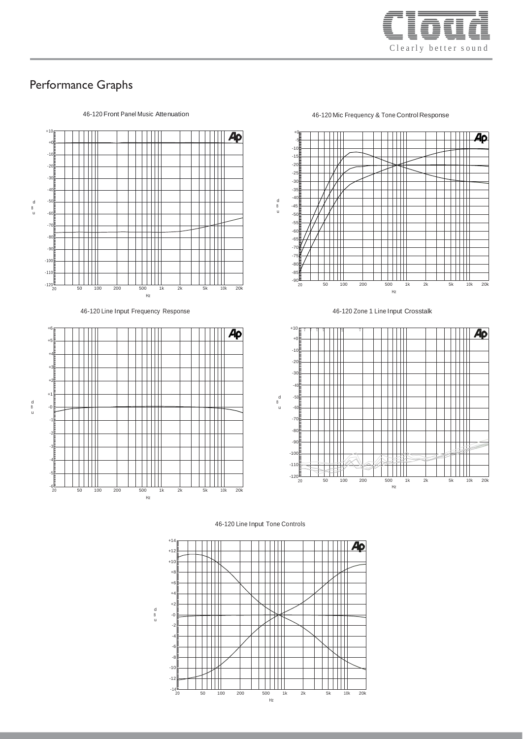## Performance Graphs

46-120 Front Panel Music Attenuation

46-120 Mic Frequency & Tone Control Response

46-120 Line Input Frequency Response

46-120 Zone 1 Line Input Crosstalk

46-120 Line Input Tone Controls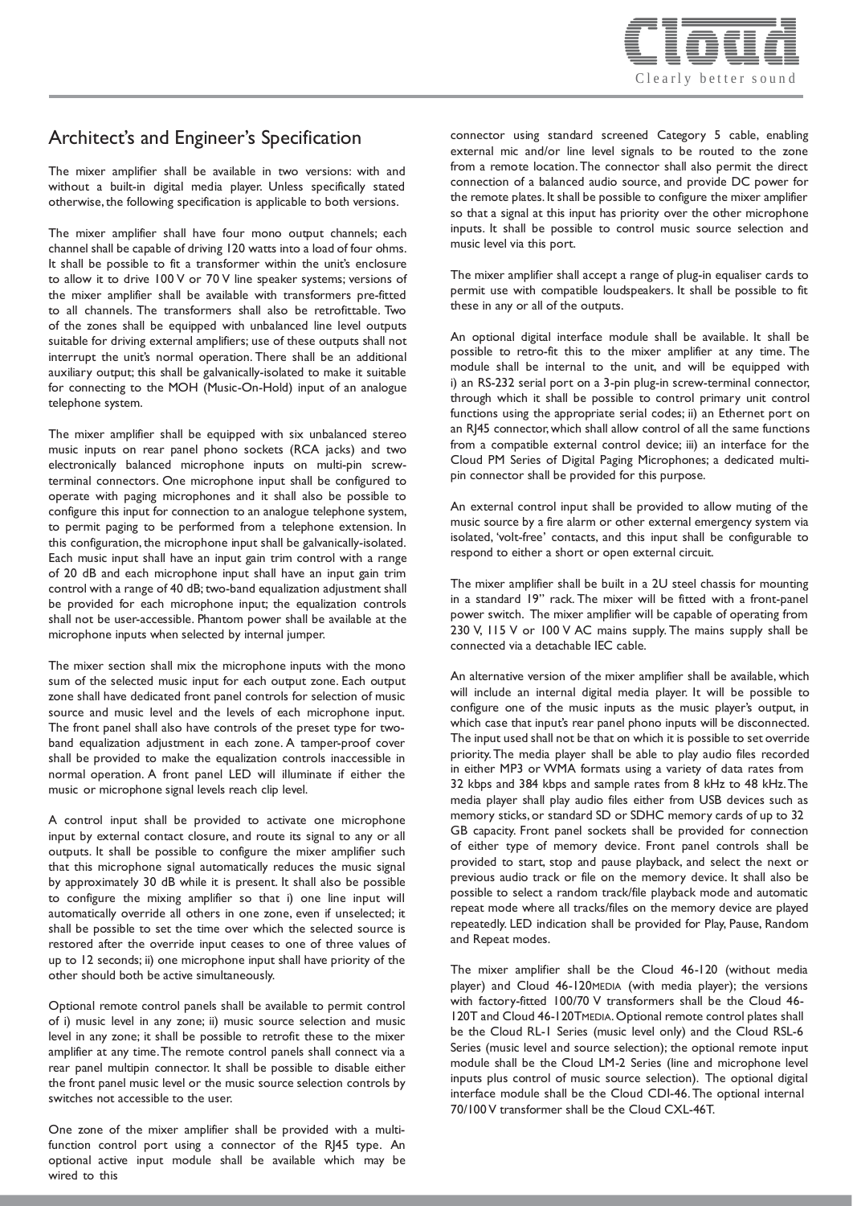## Architect's and Engineer's Specification

The mixer amplifier shall be available in two versions: with and without a built-in digital media player. Unless specifically stated otherwise, the following specification is applicable to both versions.

The mixer amplifier shall have four mono output channels; each channel shall be capable of driving 120 watts into a load of four ohms. It shall be possible to fit a transformer within the unit's enclosure to allow it to drive 100 V or 70 V line speaker systems; versions of the mixer amplifier shall be available with transformers pre-fitted to all channels. The transformers shall also be retrofittable. Two of the zones shall be equipped with unbalanced line level outputs suitable for driving external amplifiers; use of these outputs shall not interrupt the unit's normal operation. There shall be an additional auxiliary output; this shall be galvanically-isolated to make it suitable for connecting to the MOH (Music-On-Hold) input of an analogue telephone system.

The mixer amplifier shall be equipped with six unbalanced stereo music inputs on rear panel phono sockets (RCA jacks) and two electronically balanced microphone inputs on multi-pin screw-terminal connectors. One microphone input shall be configured to operate with paging microphones and it shall also be possible to configure this input for connection to an analogue telephone system, to permit paging to be performed from a telephone extension. In this configuration, the microphone input shall be galvanically-isolated. Each music input shall have an input gain trim control with a range of 20 dB and each microphone input shall have an input gain trim control with a range of 40 dB; two-band equalization adjustment shall be provided for each microphone input; the equalization controls shall not be user-accessible. Phantom power shall be available at the microphone inputs when selected by internal jumper.

The mixer section shall mix the microphone inputs with the mono sum of the selected music input for each output zone. Each output zone shall have dedicated front panel controls for selection of music source and music level and the levels of each microphone input. The front panel shall also have controls of the preset type for two-band equalization adjustment in each zone. A tamper-proof cover shall be provided to make the equalization controls inaccessible in normal operation. A front panel LED will illuminate if either the music or microphone signal levels reach clip level.

A control input shall be provided to activate one microphone input by external contact closure, and route its signal to any or all outputs. It shall be possible to configure the mixer amplifier such that this microphone signal automatically reduces the music signal by approximately 30 dB while it is present. It shall also be possible to configure the mixing amplifier so that i) one line input will automatically override all others in one zone, even if unselected; it shall be possible to set the time over which the selected source is restored after the override input ceases to one of three values of up to 12 seconds; ii) one microphone input shall have priority of the other should both be active simultaneously.

Optional remote control panels shall be available to permit control of i) music level in any zone; ii) music source selection and music level in any zone; it shall be possible to retrofit these to the mixer amplifier at any time. The remote control panels shall connect via a rear panel multipin connector. It shall be possible to disable either the front panel music level or the music source selection controls by switches not accessible to the user.

One zone of the mixer amplifier shall be provided with a multi-function control port using a connector of the RJ45 type. An optional active input module shall be available which may be wired to this connector using standard screened Category 5 cable, enabling external mic and/or line level signals to be routed to the zone from a remote location. The connector shall also permit the direct connection of a balanced audio source, and provide DC power for the remote plates. It shall be possible to configure the mixer amplifier so that a signal at this input has priority over the other microphone inputs. It shall be possible to control music source selection and music level via this port.

The mixer amplifier shall accept a range of plug-in equaliser cards to permit use with compatible loudspeakers. It shall be possible to fit these in any or all of the outputs.

An optional digital interface module shall be available. It shall be possible to retro-fit this to the mixer amplifier at any time. The module shall be internal to the unit, and will be equipped with i) an RS-232 serial port on a 3-pin plug-in screw-terminal connector, through which it shall be possible to control primary unit control functions using the appropriate serial codes; ii) an Ethernet port on an RJ45 connector, which shall allow control of all the same functions from a compatible external control device; iii) an interface for the Cloud PM Series of Digital Paging Microphones; a dedicated multi-pin connector shall be provided for this purpose.

An external control input shall be provided to allow muting of the music source by a fire alarm or other external emergency system via isolated, 'volt-free' contacts, and this input shall be configurable to respond to either a short or open external circuit.

The mixer amplifier shall be built in a 2U steel chassis for mounting in a standard 19" rack. The mixer will be fitted with a front-panel power switch. The mixer amplifier shall be capable of operating from 230 V, 115 V or 100 V AC mains supply. The mains supply shall be connected via a detachable IEC cable.

An alternative version of the mixer amplifier shall be available, which will include an internal digital media player. It will be possible to configure one of the music inputs as the music player's output, in which case that input's rear panel phono inputs will be disconnected. The input used shall not be that on which it is possible to set override priority. The media player shall be able to play audio files recorded in either MP3 or WMA formats using a variety of data rates from 32 kbps and 384 kbps and sample rates from 8 kHz to 48 kHz. The media player shall play audio files either from USB devices such as memory sticks, or standard SD or SDHC memory cards of up to 32 GB capacity. Front panel sockets shall be provided for connection of either type of memory device. Front panel controls shall be provided to start, stop and pause playback, and select the next or previous audio track or file on the memory device. It shall also be possible to select a random track/file playback mode and automatic repeat mode where all tracks/files on the memory device are played repeatedly. LED indication shall be provided for Play, Pause, Random and Repeat modes.

The mixer amplifier shall be the Cloud 46-120 (without media player) and Cloud 46-120MEDIA (with media player); the versions with factory-fitted 100/70 V transformers shall be the Cloud 46-120T and Cloud 46-120TMEDIA. Optional remote control plates shall be the Cloud RL-1 Series (music level only) and the Cloud RSL-6 Series (music level and source selection); the optional remote input module shall be the Cloud LM-2 Series (line and microphone level inputs plus control of music source selection). The optional digital interface module shall be the Cloud CDI-46. The optional internal 70/100 V transformer shall be the Cloud CXL-46T.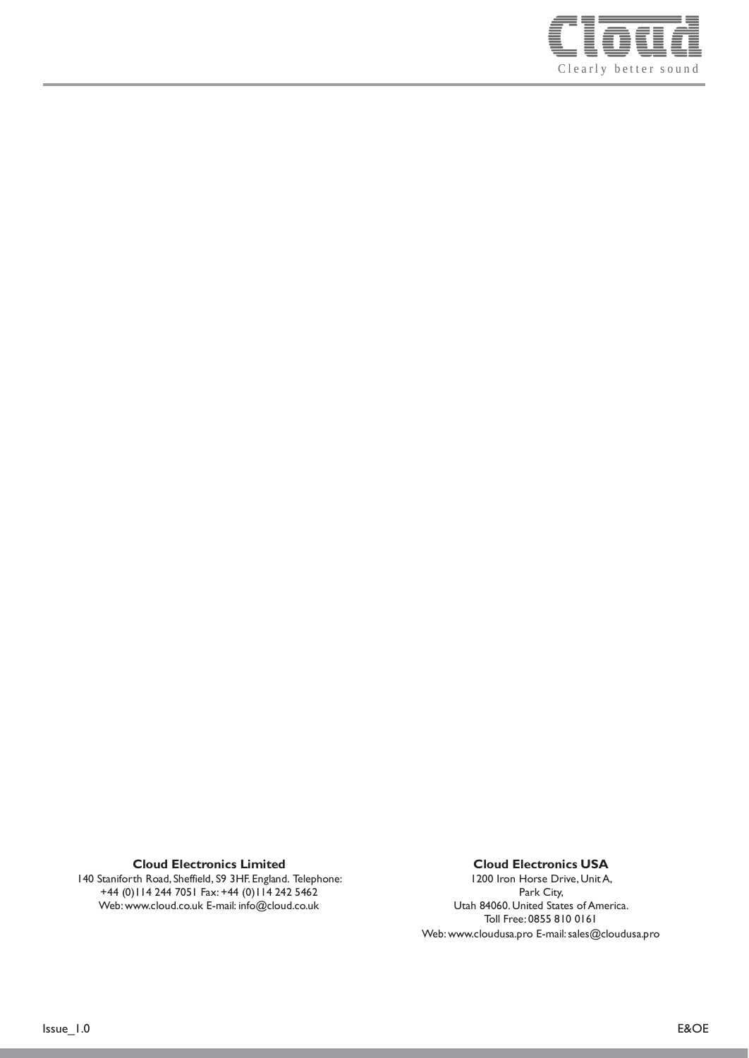**Cloud Electronics Limited**

140 Staniforth Road, Sheffield, S9 3HF. England. Telephone:
+44 (0)114 244 7051 Fax: +44 (0)114 242 5462
Web: www.cloud.co.uk E-mail: info@cloud.co.uk

**Cloud Electronics USA**

1200 Iron Horse Drive, Unit A,
Park City,
Utah 84060. United States of America.
Toll Free: 0855 810 0161
Web: www.cloudusa.pro E-mail: sales@cloudusa.pro

Issue_1.0

E&OE